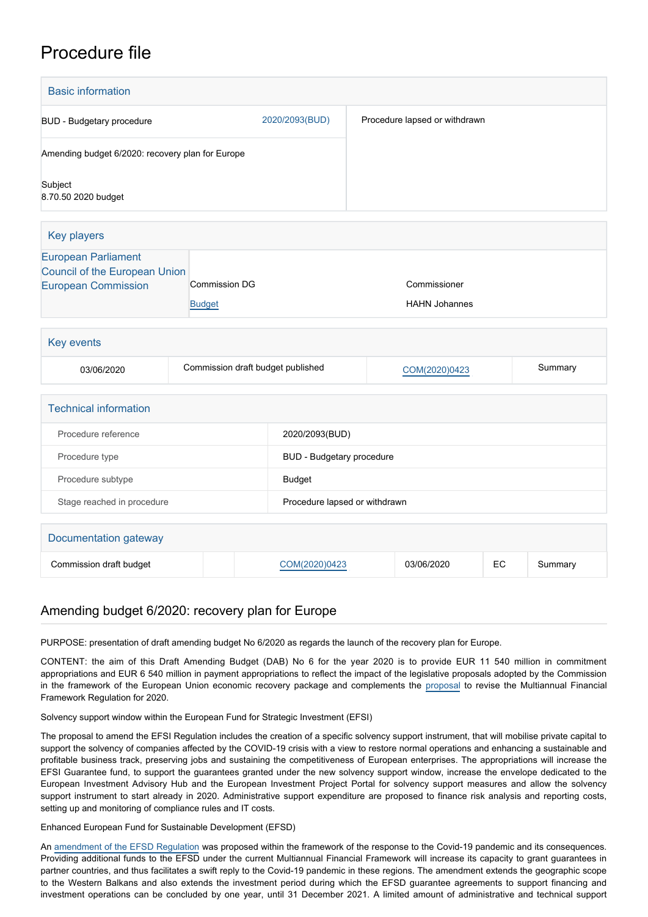# Procedure file

## Basic information

| | | |
|---|---|---|
| BUD - Budgetary procedure | 2020/2093(BUD) | Procedure lapsed or withdrawn |
| Amending budget 6/2020: recovery plan for Europe | | |
| Subject<br>8.70.50 2020 budget | | |

## Key players

| | | |
|---|---|---|
| European Parliament<br>Council of the European Union<br>European Commission | Commission DG<br>Budget | Commissioner<br>HAHN Johannes |

## Key events

| | | | |
|---|---|---|---|
| 03/06/2020 | Commission draft budget published | COM(2020)0423 | Summary |

## Technical information

| | |
|---|---|
| Procedure reference | 2020/2093(BUD) |
| Procedure type | BUD - Budgetary procedure |
| Procedure subtype | Budget |
| Stage reached in procedure | Procedure lapsed or withdrawn |

## Documentation gateway

| | | | | | |
|---|---|---|---|---|---|
| Commission draft budget | | COM(2020)0423 | 03/06/2020 | EC | Summary |

## Amending budget 6/2020: recovery plan for Europe

PURPOSE: presentation of draft amending budget No 6/2020 as regards the launch of the recovery plan for Europe.

CONTENT: the aim of this Draft Amending Budget (DAB) No 6 for the year 2020 is to provide EUR 11 540 million in commitment appropriations and EUR 6 540 million in payment appropriations to reflect the impact of the legislative proposals adopted by the Commission in the framework of the European Union economic recovery package and complements the proposal to revise the Multiannual Financial Framework Regulation for 2020.

Solvency support window within the European Fund for Strategic Investment (EFSI)

The proposal to amend the EFSI Regulation includes the creation of a specific solvency support instrument, that will mobilise private capital to support the solvency of companies affected by the COVID-19 crisis with a view to restore normal operations and enhancing a sustainable and profitable business track, preserving jobs and sustaining the competitiveness of European enterprises. The appropriations will increase the EFSI Guarantee fund, to support the guarantees granted under the new solvency support window, increase the envelope dedicated to the European Investment Advisory Hub and the European Investment Project Portal for solvency support measures and allow the solvency support instrument to start already in 2020. Administrative support expenditure are proposed to finance risk analysis and reporting costs, setting up and monitoring of compliance rules and IT costs.

Enhanced European Fund for Sustainable Development (EFSD)

An amendment of the EFSD Regulation was proposed within the framework of the response to the Covid-19 pandemic and its consequences. Providing additional funds to the EFSD under the current Multiannual Financial Framework will increase its capacity to grant guarantees in partner countries, and thus facilitates a swift reply to the Covid-19 pandemic in these regions. The amendment extends the geographic scope to the Western Balkans and also extends the investment period during which the EFSD guarantee agreements to support financing and investment operations can be concluded by one year, until 31 December 2021. A limited amount of administrative and technical support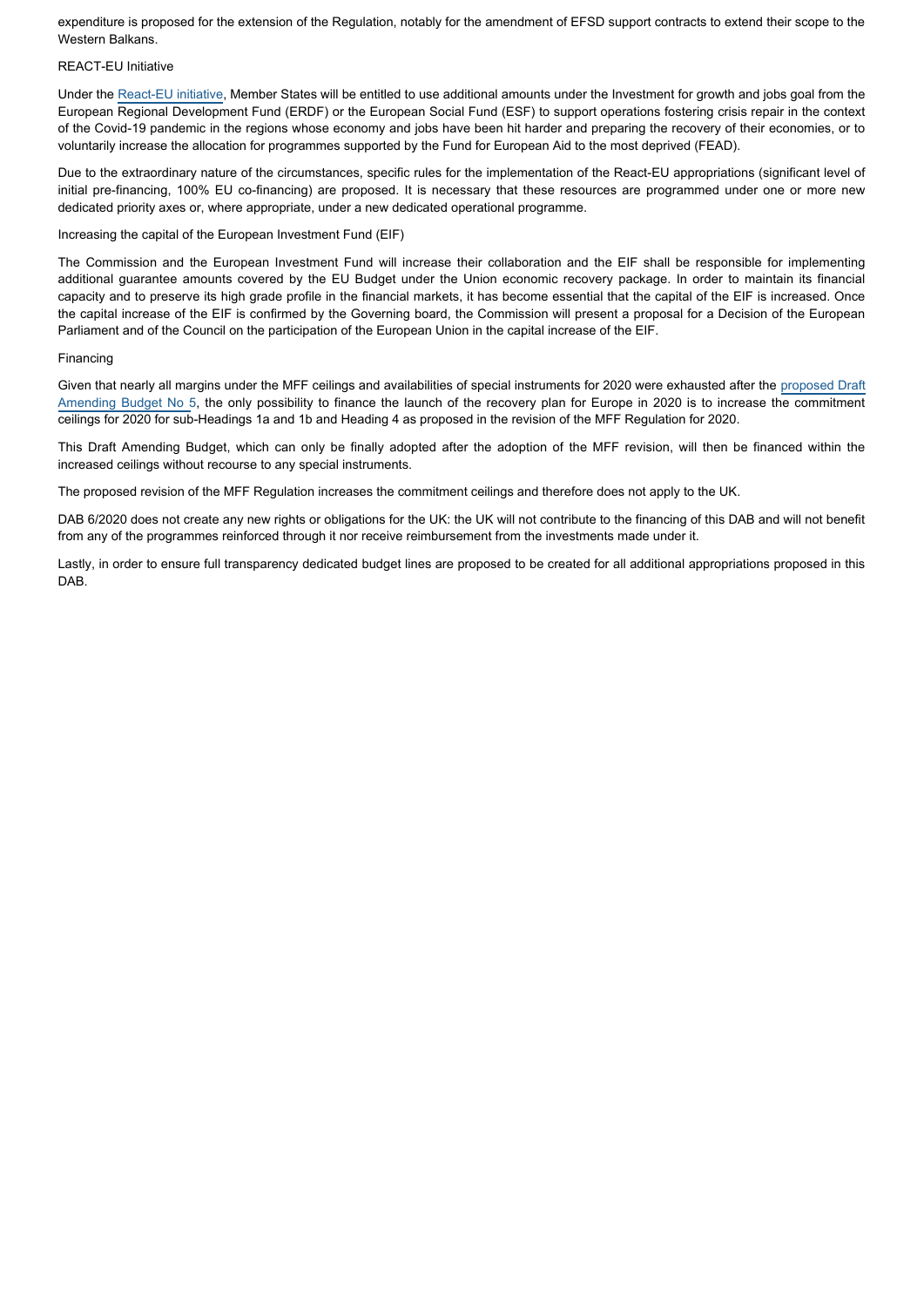expenditure is proposed for the extension of the Regulation, notably for the amendment of EFSD support contracts to extend their scope to the Western Balkans.

REACT-EU Initiative

Under the React-EU initiative, Member States will be entitled to use additional amounts under the Investment for growth and jobs goal from the European Regional Development Fund (ERDF) or the European Social Fund (ESF) to support operations fostering crisis repair in the context of the Covid-19 pandemic in the regions whose economy and jobs have been hit harder and preparing the recovery of their economies, or to voluntarily increase the allocation for programmes supported by the Fund for European Aid to the most deprived (FEAD).

Due to the extraordinary nature of the circumstances, specific rules for the implementation of the React-EU appropriations (significant level of initial pre-financing, 100% EU co-financing) are proposed. It is necessary that these resources are programmed under one or more new dedicated priority axes or, where appropriate, under a new dedicated operational programme.

Increasing the capital of the European Investment Fund (EIF)

The Commission and the European Investment Fund will increase their collaboration and the EIF shall be responsible for implementing additional guarantee amounts covered by the EU Budget under the Union economic recovery package. In order to maintain its financial capacity and to preserve its high grade profile in the financial markets, it has become essential that the capital of the EIF is increased. Once the capital increase of the EIF is confirmed by the Governing board, the Commission will present a proposal for a Decision of the European Parliament and of the Council on the participation of the European Union in the capital increase of the EIF.

Financing

Given that nearly all margins under the MFF ceilings and availabilities of special instruments for 2020 were exhausted after the proposed Draft Amending Budget No 5, the only possibility to finance the launch of the recovery plan for Europe in 2020 is to increase the commitment ceilings for 2020 for sub-Headings 1a and 1b and Heading 4 as proposed in the revision of the MFF Regulation for 2020.

This Draft Amending Budget, which can only be finally adopted after the adoption of the MFF revision, will then be financed within the increased ceilings without recourse to any special instruments.

The proposed revision of the MFF Regulation increases the commitment ceilings and therefore does not apply to the UK.

DAB 6/2020 does not create any new rights or obligations for the UK: the UK will not contribute to the financing of this DAB and will not benefit from any of the programmes reinforced through it nor receive reimbursement from the investments made under it.

Lastly, in order to ensure full transparency dedicated budget lines are proposed to be created for all additional appropriations proposed in this DAB.